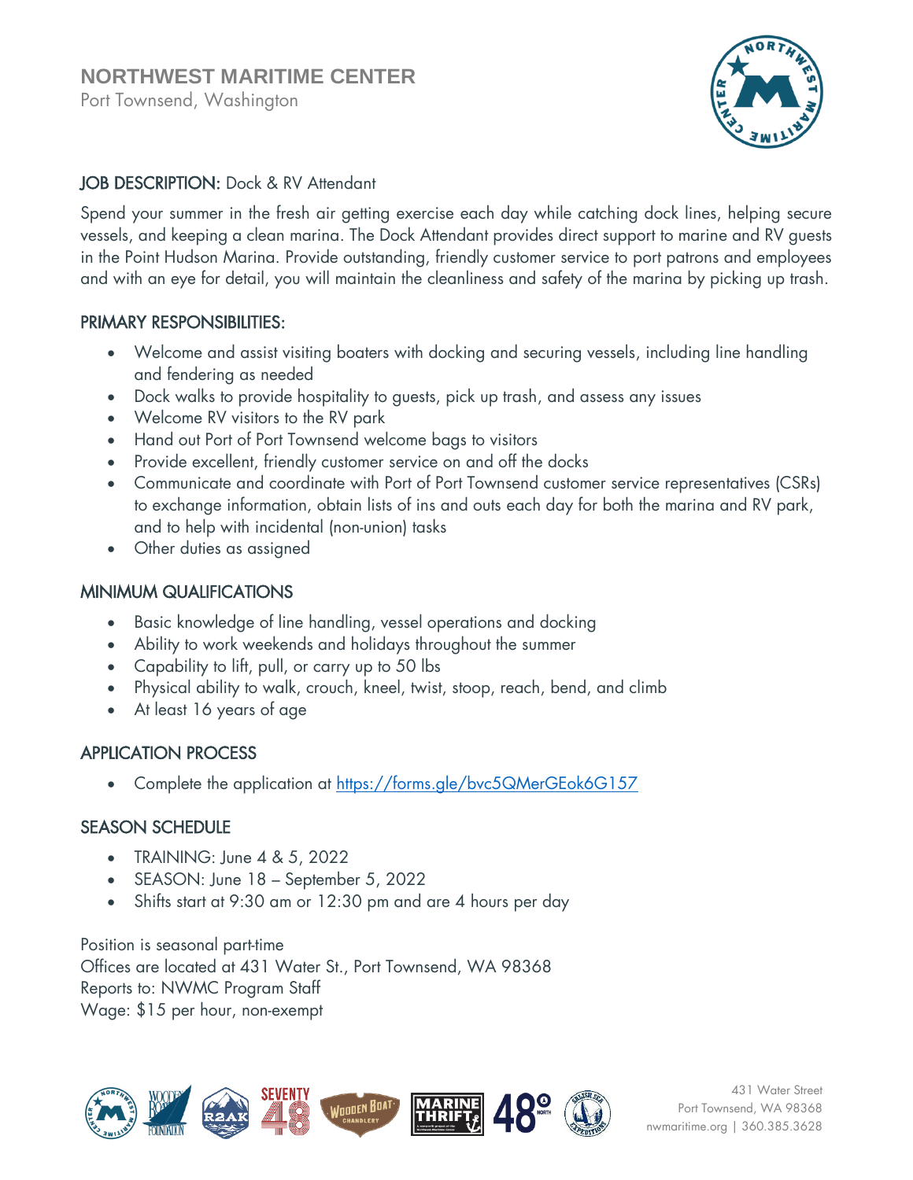# NORTHWEST MARITIME CENTER

Port Townsend, Washington

## JOB DESCRIPTION: Dock & RV Attendant

Spend your summer in the fresh air getting exercise each day while catching dock lines, helping secure vessels, and keeping a clean marina. The Dock Attendant provides direct support to marine and RV guests in the Point Hudson Marina. Provide outstanding, friendly customer service to port patrons and employees and with an eye for detail, you will maintain the cleanliness and safety of the marina by picking up trash.

## PRIMARY RESPONSIBILITIES:

- Welcome and assist visiting boaters with docking and securing vessels, including line handling and fendering as needed
- Dock walks to provide hospitality to guests, pick up trash, and assess any issues
- Welcome RV visitors to the RV park
- Hand out Port of Port Townsend welcome bags to visitors
- Provide excellent, friendly customer service on and off the docks
- Communicate and coordinate with Port of Port Townsend customer service representatives (CSRs) to exchange information, obtain lists of ins and outs each day for both the marina and RV park, and to help with incidental (non-union) tasks
- Other duties as assigned

## MINIMUM QUALIFICATIONS

- Basic knowledge of line handling, vessel operations and docking
- Ability to work weekends and holidays throughout the summer
- Capability to lift, pull, or carry up to 50 lbs
- Physical ability to walk, crouch, kneel, twist, stoop, reach, bend, and climb
- At least 16 years of age

## APPLICATION PROCESS

- Complete the application at https://forms.gle/bvc5QMerGEok6G157

## SEASON SCHEDULE

- TRAINING: June 4 & 5, 2022
- SEASON: June 18 – September 5, 2022
- Shifts start at 9:30 am or 12:30 pm and are 4 hours per day

Position is seasonal part-time
Offices are located at 431 Water St., Port Townsend, WA 98368
Reports to: NWMC Program Staff
Wage: $15 per hour, non-exempt

431 Water Street
Port Townsend, WA 98368
nwmaritime.org | 360.385.3628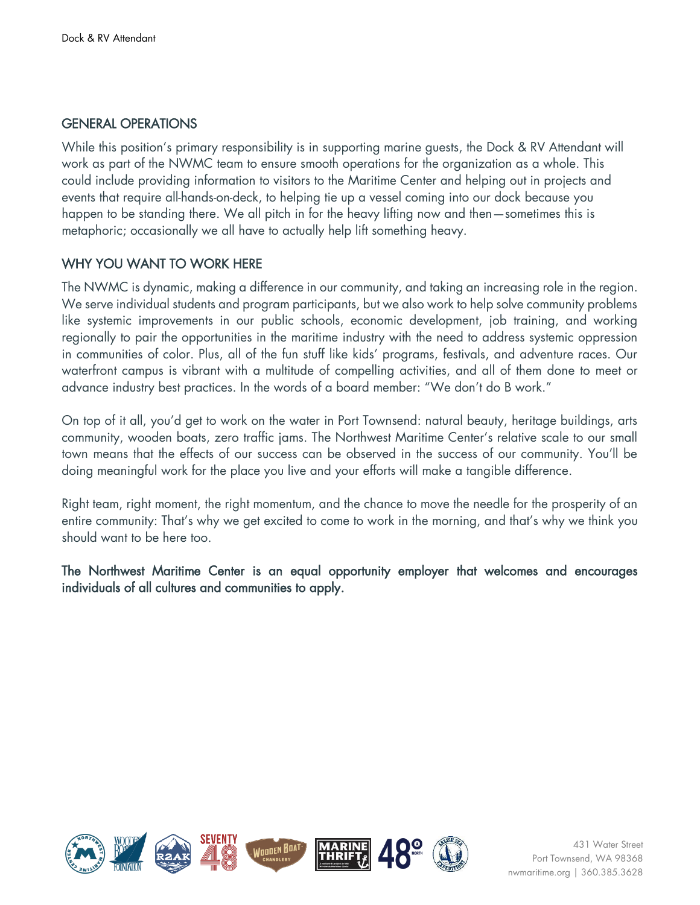## GENERAL OPERATIONS

While this position's primary responsibility is in supporting marine guests, the Dock & RV Attendant will work as part of the NWMC team to ensure smooth operations for the organization as a whole. This could include providing information to visitors to the Maritime Center and helping out in projects and events that require all-hands-on-deck, to helping tie up a vessel coming into our dock because you happen to be standing there. We all pitch in for the heavy lifting now and then—sometimes this is metaphoric; occasionally we all have to actually help lift something heavy.

## WHY YOU WANT TO WORK HERE

The NWMC is dynamic, making a difference in our community, and taking an increasing role in the region. We serve individual students and program participants, but we also work to help solve community problems like systemic improvements in our public schools, economic development, job training, and working regionally to pair the opportunities in the maritime industry with the need to address systemic oppression in communities of color. Plus, all of the fun stuff like kids' programs, festivals, and adventure races. Our waterfront campus is vibrant with a multitude of compelling activities, and all of them done to meet or advance industry best practices. In the words of a board member: "We don't do B work."

On top of it all, you'd get to work on the water in Port Townsend: natural beauty, heritage buildings, arts community, wooden boats, zero traffic jams. The Northwest Maritime Center's relative scale to our small town means that the effects of our success can be observed in the success of our community. You'll be doing meaningful work for the place you live and your efforts will make a tangible difference.

Right team, right moment, the right momentum, and the chance to move the needle for the prosperity of an entire community: That's why we get excited to come to work in the morning, and that's why we think you should want to be here too.

**The Northwest Maritime Center is an equal opportunity employer that welcomes and encourages individuals of all cultures and communities to apply.**

431 Water Street
Port Townsend, WA 98368
nwmaritime.org | 360.385.3628